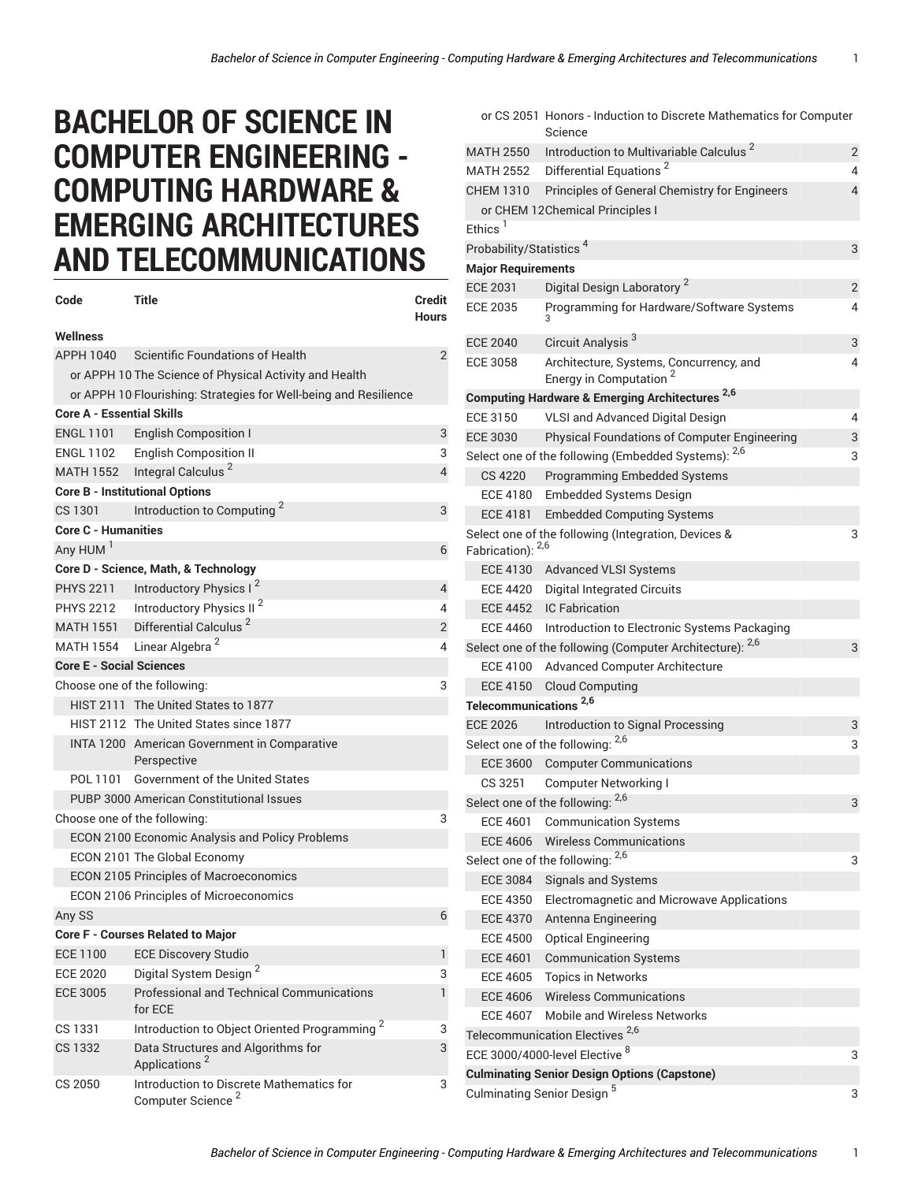# BACHELOR OF SCIENCE IN COMPUTER ENGINEERING - COMPUTING HARDWARE & EMERGING ARCHITECTURES AND TELECOMMUNICATIONS

| Code | Title | Credit Hours |
|---|---|---|
| **Wellness** | | |
| APPH 1040 | Scientific Foundations of Health | 2 |
| or APPH 10 | The Science of Physical Activity and Health | |
| or APPH 10 | Flourishing: Strategies for Well-being and Resilience | |
| **Core A - Essential Skills** | | |
| ENGL 1101 | English Composition I | 3 |
| ENGL 1102 | English Composition II | 3 |
| MATH 1552 | Integral Calculus [2] | 4 |
| **Core B - Institutional Options** | | |
| CS 1301 | Introduction to Computing [2] | 3 |
| **Core C - Humanities** | | |
| Any HUM [1] | | 6 |
| **Core D - Science, Math, & Technology** | | |
| PHYS 2211 | Introductory Physics I [2] | 4 |
| PHYS 2212 | Introductory Physics II [2] | 4 |
| MATH 1551 | Differential Calculus [2] | 2 |
| MATH 1554 | Linear Algebra [2] | 4 |
| **Core E - Social Sciences** | | |
| Choose one of the following: | | 3 |
| HIST 2111 | The United States to 1877 | |
| HIST 2112 | The United States since 1877 | |
| INTA 1200 | American Government in Comparative Perspective | |
| POL 1101 | Government of the United States | |
| PUBP 3000 | American Constitutional Issues | |
| Choose one of the following: | | 3 |
| ECON 2100 | Economic Analysis and Policy Problems | |
| ECON 2101 | The Global Economy | |
| ECON 2105 | Principles of Macroeconomics | |
| ECON 2106 | Principles of Microeconomics | |
| Any SS | | 6 |
| **Core F - Courses Related to Major** | | |
| ECE 1100 | ECE Discovery Studio | 1 |
| ECE 2020 | Digital System Design [2] | 3 |
| ECE 3005 | Professional and Technical Communications for ECE | 1 |
| CS 1331 | Introduction to Object Oriented Programming [2] | 3 |
| CS 1332 | Data Structures and Algorithms for Applications [2] | 3 |
| CS 2050 | Introduction to Discrete Mathematics for Computer Science [2] | 3 |
| or CS 2051 | Honors - Induction to Discrete Mathematics for Computer Science | |
| MATH 2550 | Introduction to Multivariable Calculus [2] | 2 |
| MATH 2552 | Differential Equations [2] | 4 |
| CHEM 1310 | Principles of General Chemistry for Engineers | 4 |
| or CHEM 12 | Chemical Principles I | |
| Ethics [1] | | |
| Probability/Statistics [4] | | 3 |
| **Major Requirements** | | |
| ECE 2031 | Digital Design Laboratory [2] | 2 |
| ECE 2035 | Programming for Hardware/Software Systems [3] | 4 |
| ECE 2040 | Circuit Analysis [3] | 3 |
| ECE 3058 | Architecture, Systems, Concurrency, and Energy in Computation [2] | 4 |
| **Computing Hardware & Emerging Architectures [2,6]** | | |
| ECE 3150 | VLSI and Advanced Digital Design | 4 |
| ECE 3030 | Physical Foundations of Computer Engineering | 3 |
| Select one of the following (Embedded Systems): [2,6] | | 3 |
| CS 4220 | Programming Embedded Systems | |
| ECE 4180 | Embedded Systems Design | |
| ECE 4181 | Embedded Computing Systems | |
| Select one of the following (Integration, Devices & Fabrication): [2,6] | | 3 |
| ECE 4130 | Advanced VLSI Systems | |
| ECE 4420 | Digital Integrated Circuits | |
| ECE 4452 | IC Fabrication | |
| ECE 4460 | Introduction to Electronic Systems Packaging | |
| Select one of the following (Computer Architecture): [2,6] | | 3 |
| ECE 4100 | Advanced Computer Architecture | |
| ECE 4150 | Cloud Computing | |
| **Telecommunications [2,6]** | | |
| ECE 2026 | Introduction to Signal Processing | 3 |
| Select one of the following: [2,6] | | 3 |
| ECE 3600 | Computer Communications | |
| CS 3251 | Computer Networking I | |
| Select one of the following: [2,6] | | 3 |
| ECE 4601 | Communication Systems | |
| ECE 4606 | Wireless Communications | |
| Select one of the following: [2,6] | | 3 |
| ECE 3084 | Signals and Systems | |
| ECE 4350 | Electromagnetic and Microwave Applications | |
| ECE 4370 | Antenna Engineering | |
| ECE 4500 | Optical Engineering | |
| ECE 4601 | Communication Systems | |
| ECE 4605 | Topics in Networks | |
| ECE 4606 | Wireless Communications | |
| ECE 4607 | Mobile and Wireless Networks | |
| Telecommunication Electives [2,6] | | |
| ECE 3000/4000-level Elective [8] | | 3 |
| **Culminating Senior Design Options (Capstone)** | | |
| Culminating Senior Design [5] | | 3 |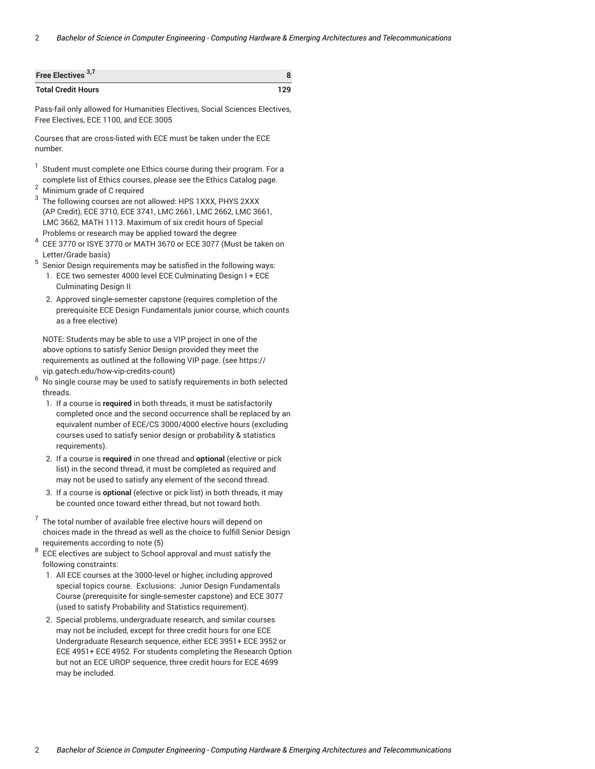| | |
|---|---|
| **Free Electives** [3,7] | **8** |
| **Total Credit Hours** | **129** |

Pass-fail only allowed for Humanities Electives, Social Sciences Electives, Free Electives, ECE 1100, and ECE 3005

Courses that are cross-listed with ECE must be taken under the ECE number.

[1] Student must complete one Ethics course during their program. For a complete list of Ethics courses, please see the Ethics Catalog page.

[2] Minimum grade of C required

[3] The following courses are not allowed: HPS 1XXX, PHYS 2XXX (AP Credit), ECE 3710, ECE 3741, LMC 2661, LMC 2662, LMC 3661, LMC 3662, MATH 1113. Maximum of six credit hours of Special Problems or research may be applied toward the degree

[4] CEE 3770 or ISYE 3770 or MATH 3670 or ECE 3077 (Must be taken on Letter/Grade basis)

[5] Senior Design requirements may be satisfied in the following ways:

1. ECE two semester 4000 level ECE Culminating Design I + ECE Culminating Design II
2. Approved single-semester capstone (requires completion of the prerequisite ECE Design Fundamentals junior course, which counts as a free elective)

NOTE: Students may be able to use a VIP project in one of the above options to satisfy Senior Design provided they meet the requirements as outlined at the following VIP page. (see https://vip.gatech.edu/how-vip-credits-count)

[6] No single course may be used to satisfy requirements in both selected threads.

1. If a course is **required** in both threads, it must be satisfactorily completed once and the second occurrence shall be replaced by an equivalent number of ECE/CS 3000/4000 elective hours (excluding courses used to satisfy senior design or probability & statistics requirements).
2. If a course is **required** in one thread and **optional** (elective or pick list) in the second thread, it must be completed as required and may not be used to satisfy any element of the second thread.
3. If a course is **optional** (elective or pick list) in both threads, it may be counted once toward either thread, but not toward both.

[7] The total number of available free elective hours will depend on choices made in the thread as well as the choice to fulfill Senior Design requirements according to note (5)

[8] ECE electives are subject to School approval and must satisfy the following constraints:

1. All ECE courses at the 3000-level or higher, including approved special topics course. Exclusions: Junior Design Fundamentals Course (prerequisite for single-semester capstone) and ECE 3077 (used to satisfy Probability and Statistics requirement).
2. Special problems, undergraduate research, and similar courses may not be included, except for three credit hours for one ECE Undergraduate Research sequence, either ECE 3951+ ECE 3952 or ECE 4951+ ECE 4952. For students completing the Research Option but not an ECE UROP sequence, three credit hours for ECE 4699 may be included.